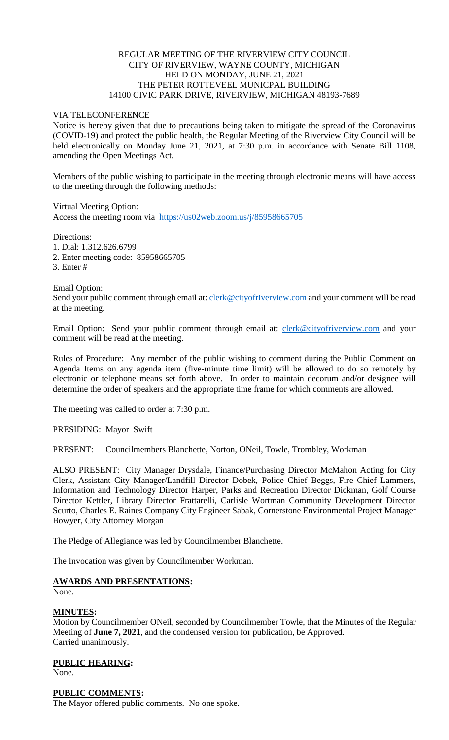REGULAR MEETING OF THE RIVERVIEW CITY COUNCIL
CITY OF RIVERVIEW, WAYNE COUNTY, MICHIGAN
HELD ON MONDAY, JUNE 21, 2021
THE PETER ROTTEVEEL MUNICPAL BUILDING
14100 CIVIC PARK DRIVE, RIVERVIEW, MICHIGAN 48193-7689

VIA TELECONFERENCE

Notice is hereby given that due to precautions being taken to mitigate the spread of the Coronavirus (COVID-19) and protect the public health, the Regular Meeting of the Riverview City Council will be held electronically on Monday June 21, 2021, at 7:30 p.m. in accordance with Senate Bill 1108, amending the Open Meetings Act.

Members of the public wishing to participate in the meeting through electronic means will have access to the meeting through the following methods:

Virtual Meeting Option:
Access the meeting room via https://us02web.zoom.us/j/85958665705

Directions:
1. Dial: 1.312.626.6799
2. Enter meeting code: 85958665705
3. Enter #

Email Option:
Send your public comment through email at: clerk@cityofriverview.com and your comment will be read at the meeting.

Email Option: Send your public comment through email at: clerk@cityofriverview.com and your comment will be read at the meeting.

Rules of Procedure: Any member of the public wishing to comment during the Public Comment on Agenda Items on any agenda item (five-minute time limit) will be allowed to do so remotely by electronic or telephone means set forth above. In order to maintain decorum and/or designee will determine the order of speakers and the appropriate time frame for which comments are allowed.

The meeting was called to order at 7:30 p.m.

PRESIDING: Mayor Swift

PRESENT: Councilmembers Blanchette, Norton, ONeil, Towle, Trombley, Workman

ALSO PRESENT: City Manager Drysdale, Finance/Purchasing Director McMahon Acting for City Clerk, Assistant City Manager/Landfill Director Dobek, Police Chief Beggs, Fire Chief Lammers, Information and Technology Director Harper, Parks and Recreation Director Dickman, Golf Course Director Kettler, Library Director Frattarelli, Carlisle Wortman Community Development Director Scurto, Charles E. Raines Company City Engineer Sabak, Cornerstone Environmental Project Manager Bowyer, City Attorney Morgan

The Pledge of Allegiance was led by Councilmember Blanchette.

The Invocation was given by Councilmember Workman.

**AWARDS AND PRESENTATIONS:**
None.

**MINUTES:**
Motion by Councilmember ONeil, seconded by Councilmember Towle, that the Minutes of the Regular Meeting of **June 7, 2021**, and the condensed version for publication, be Approved.
Carried unanimously.

**PUBLIC HEARING:**
None.

**PUBLIC COMMENTS:**
The Mayor offered public comments. No one spoke.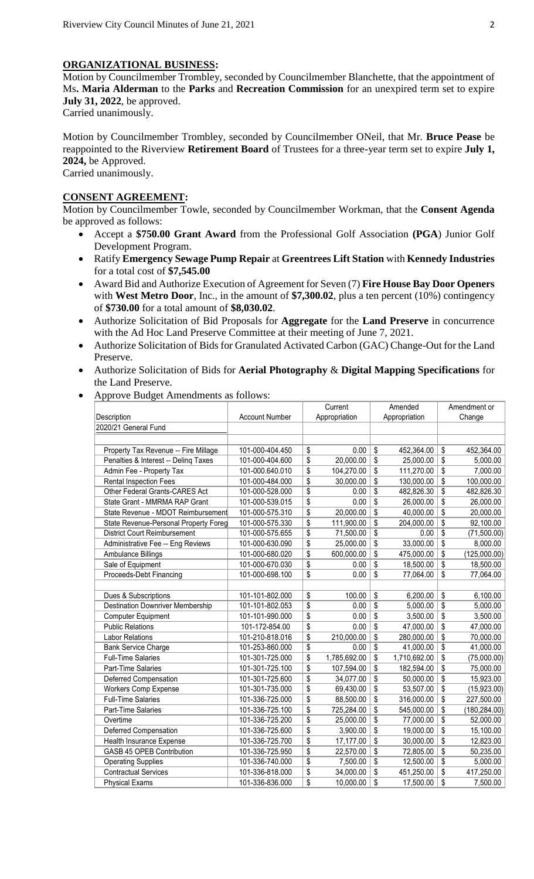## **ORGANIZATIONAL BUSINESS:**

Motion by Councilmember Trombley, seconded by Councilmember Blanchette, that the appointment of Ms**. Maria Alderman** to the **Parks** and **Recreation Commission** for an unexpired term set to expire **July 31, 2022**, be approved.
Carried unanimously.

Motion by Councilmember Trombley, seconded by Councilmember ONeil, that Mr. **Bruce Pease** be reappointed to the Riverview **Retirement Board** of Trustees for a three-year term set to expire **July 1, 2024,** be Approved.
Carried unanimously.

## **CONSENT AGREEMENT:**

Motion by Councilmember Towle, seconded by Councilmember Workman, that the **Consent Agenda** be approved as follows:

- Accept a **$750.00 Grant Award** from the Professional Golf Association **(PGA**) Junior Golf Development Program.
- Ratify **Emergency Sewage Pump Repair** at **Greentrees Lift Station** with **Kennedy Industries** for a total cost of **$7,545.00**
- Award Bid and Authorize Execution of Agreement for Seven (7) **Fire House Bay Door Openers** with **West Metro Door**, Inc., in the amount of **$7,300.02**, plus a ten percent (10%) contingency of **$730.00** for a total amount of **$8,030.02**.
- Authorize Solicitation of Bid Proposals for **Aggregate** for the **Land Preserve** in concurrence with the Ad Hoc Land Preserve Committee at their meeting of June 7, 2021.
- Authorize Solicitation of Bids for Granulated Activated Carbon (GAC) Change-Out for the Land Preserve.
- Authorize Solicitation of Bids for **Aerial Photography** & **Digital Mapping Specifications** for the Land Preserve.
- Approve Budget Amendments as follows:

| Description | Account Number | Current Appropriation | Amended Appropriation | Amendment or Change |
|---|---|---|---|---|
| 2020/21 General Fund | | | | |
| | | | | |
| Property Tax Revenue -- Fire Millage | 101-000-404.450 | $ 0.00 | $ 452,364.00 | $ 452,364.00 |
| Penalties & Interest -- Delinq Taxes | 101-000-404.600 | $ 20,000.00 | $ 25,000.00 | $ 5,000.00 |
| Admin Fee - Property Tax | 101-000.640.010 | $ 104,270.00 | $ 111,270.00 | $ 7,000.00 |
| Rental Inspection Fees | 101-000-484.000 | $ 30,000.00 | $ 130,000.00 | $ 100,000.00 |
| Other Federal Grants-CARES Act | 101-000-528.000 | $ 0.00 | $ 482,826.30 | $ 482,826.30 |
| State Grant - MMRMA RAP Grant | 101-000-539.015 | $ 0.00 | $ 26,000.00 | $ 26,000.00 |
| State Revenue - MDOT Reimbursement | 101-000-575.310 | $ 20,000.00 | $ 40,000.00 | $ 20,000.00 |
| State Revenue-Personal Property Foreg | 101-000-575.330 | $ 111,900.00 | $ 204,000.00 | $ 92,100.00 |
| District Court Reimbursement | 101-000-575.655 | $ 71,500.00 | $ 0.00 | $ (71,500.00) |
| Administrative Fee -- Eng Reviews | 101-000-630.090 | $ 25,000.00 | $ 33,000.00 | $ 8,000.00 |
| Ambulance Billings | 101-000-680.020 | $ 600,000.00 | $ 475,000.00 | $ (125,000.00) |
| Sale of Equipment | 101-000-670.030 | $ 0.00 | $ 18,500.00 | $ 18,500.00 |
| Proceeds-Debt Financing | 101-000-698.100 | $ 0.00 | $ 77,064.00 | $ 77,064.00 |
| | | | | |
| Dues & Subscriptions | 101-101-802.000 | $ 100.00 | $ 6,200.00 | $ 6,100.00 |
| Destination Downriver Membership | 101-101-802.053 | $ 0.00 | $ 5,000.00 | $ 5,000.00 |
| Computer Equipment | 101-101-990.000 | $ 0.00 | $ 3,500.00 | $ 3,500.00 |
| Public Relations | 101-172-854.00 | $ 0.00 | $ 47,000.00 | $ 47,000.00 |
| Labor Relations | 101-210-818.016 | $ 210,000.00 | $ 280,000.00 | $ 70,000.00 |
| Bank Service Charge | 101-253-860.000 | $ 0.00 | $ 41,000.00 | $ 41,000.00 |
| Full-Time Salaries | 101-301-725.000 | $ 1,785,692.00 | $ 1,710,692.00 | $ (75,000.00) |
| Part-Time Salaries | 101-301-725.100 | $ 107,594.00 | $ 182,594.00 | $ 75,000.00 |
| Deferred Compensation | 101-301-725.600 | $ 34,077.00 | $ 50,000.00 | $ 15,923.00 |
| Workers Comp Expense | 101-301-735.000 | $ 69,430.00 | $ 53,507.00 | $ (15,923.00) |
| Full-Time Salaries | 101-336-725.000 | $ 88,500.00 | $ 316,000.00 | $ 227,500.00 |
| Part-Time Salaries | 101-336-725.100 | $ 725,284.00 | $ 545,000.00 | $ (180,284.00) |
| Overtime | 101-336-725.200 | $ 25,000.00 | $ 77,000.00 | $ 52,000.00 |
| Deferred Compensation | 101-336-725.600 | $ 3,900.00 | $ 19,000.00 | $ 15,100.00 |
| Health Insurance Expense | 101-336-725.700 | $ 17,177.00 | $ 30,000.00 | $ 12,823.00 |
| GASB 45 OPEB Contribution | 101-336-725.950 | $ 22,570.00 | $ 72,805.00 | $ 50,235.00 |
| Operating Supplies | 101-336-740.000 | $ 7,500.00 | $ 12,500.00 | $ 5,000.00 |
| Contractual Services | 101-336-818.000 | $ 34,000.00 | $ 451,250.00 | $ 417,250.00 |
| Physical Exams | 101-336-836.000 | $ 10,000.00 | $ 17,500.00 | $ 7,500.00 |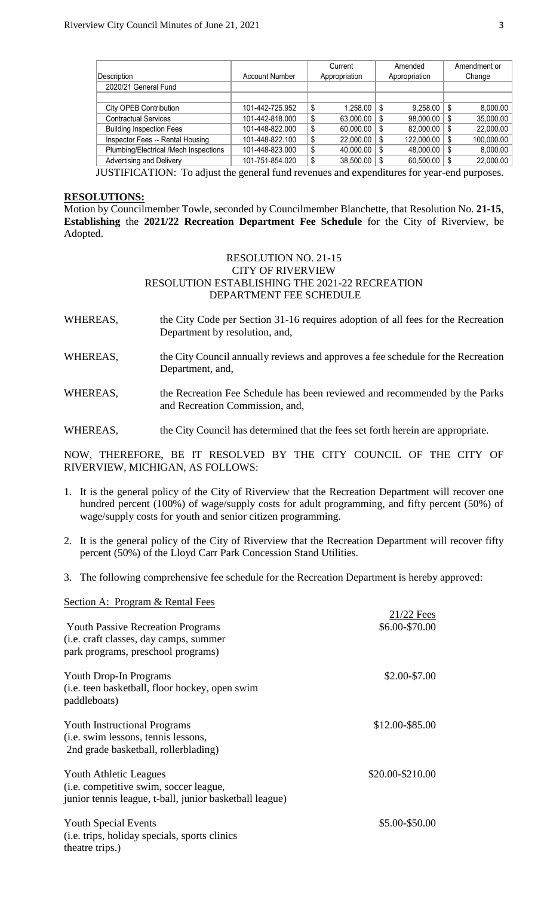| Description | Account Number | Current Appropriation | Amended Appropriation | Amendment or Change |
|---|---|---|---|---|
| 2020/21 General Fund | | | | |
| | | | | |
| City OPEB Contribution | 101-442-725.952 | $ 1,258.00 | $ 9,258.00 | $ 8,000.00 |
| Contractual Services | 101-442-818.000 | $ 63,000.00 | $ 98,000.00 | $ 35,000.00 |
| Building Inspection Fees | 101-448-822.000 | $ 60,000.00 | $ 82,000.00 | $ 22,000.00 |
| Inspector Fees -- Rental Housing | 101-448-822.100 | $ 22,000.00 | $ 122,000.00 | $ 100,000.00 |
| Plumbing/Electrical /Mech Inspections | 101-448-823.000 | $ 40,000.00 | $ 48,000.00 | $ 8,000.00 |
| Advertising and Delivery | 101-751-854.020 | $ 38,500.00 | $ 60,500.00 | $ 22,000.00 |

JUSTIFICATION: To adjust the general fund revenues and expenditures for year-end purposes.

**RESOLUTIONS:**

Motion by Councilmember Towle, seconded by Councilmember Blanchette, that Resolution No. **21-15**, **Establishing** the **2021/22 Recreation Department Fee Schedule** for the City of Riverview, be Adopted.

RESOLUTION NO. 21-15
CITY OF RIVERVIEW
RESOLUTION ESTABLISHING THE 2021-22 RECREATION DEPARTMENT FEE SCHEDULE

WHEREAS, the City Code per Section 31-16 requires adoption of all fees for the Recreation Department by resolution, and,

WHEREAS, the City Council annually reviews and approves a fee schedule for the Recreation Department, and,

WHEREAS, the Recreation Fee Schedule has been reviewed and recommended by the Parks and Recreation Commission, and,

WHEREAS, the City Council has determined that the fees set forth herein are appropriate.

NOW, THEREFORE, BE IT RESOLVED BY THE CITY COUNCIL OF THE CITY OF RIVERVIEW, MICHIGAN, AS FOLLOWS:

1. It is the general policy of the City of Riverview that the Recreation Department will recover one hundred percent (100%) of wage/supply costs for adult programming, and fifty percent (50%) of wage/supply costs for youth and senior citizen programming.

2. It is the general policy of the City of Riverview that the Recreation Department will recover fifty percent (50%) of the Lloyd Carr Park Concession Stand Utilities.

3. The following comprehensive fee schedule for the Recreation Department is hereby approved:

Section A: Program & Rental Fees

| | 21/22 Fees |
|---|---|
| Youth Passive Recreation Programs (i.e. craft classes, day camps, summer park programs, preschool programs) | \$6.00-\$70.00 |
| Youth Drop-In Programs (i.e. teen basketball, floor hockey, open swim paddleboats) | \$2.00-\$7.00 |
| Youth Instructional Programs (i.e. swim lessons, tennis lessons, 2nd grade basketball, rollerblading) | \$12.00-\$85.00 |
| Youth Athletic Leagues (i.e. competitive swim, soccer league, junior tennis league, t-ball, junior basketball league) | \$20.00-\$210.00 |
| Youth Special Events (i.e. trips, holiday specials, sports clinics theatre trips.) | \$5.00-\$50.00 |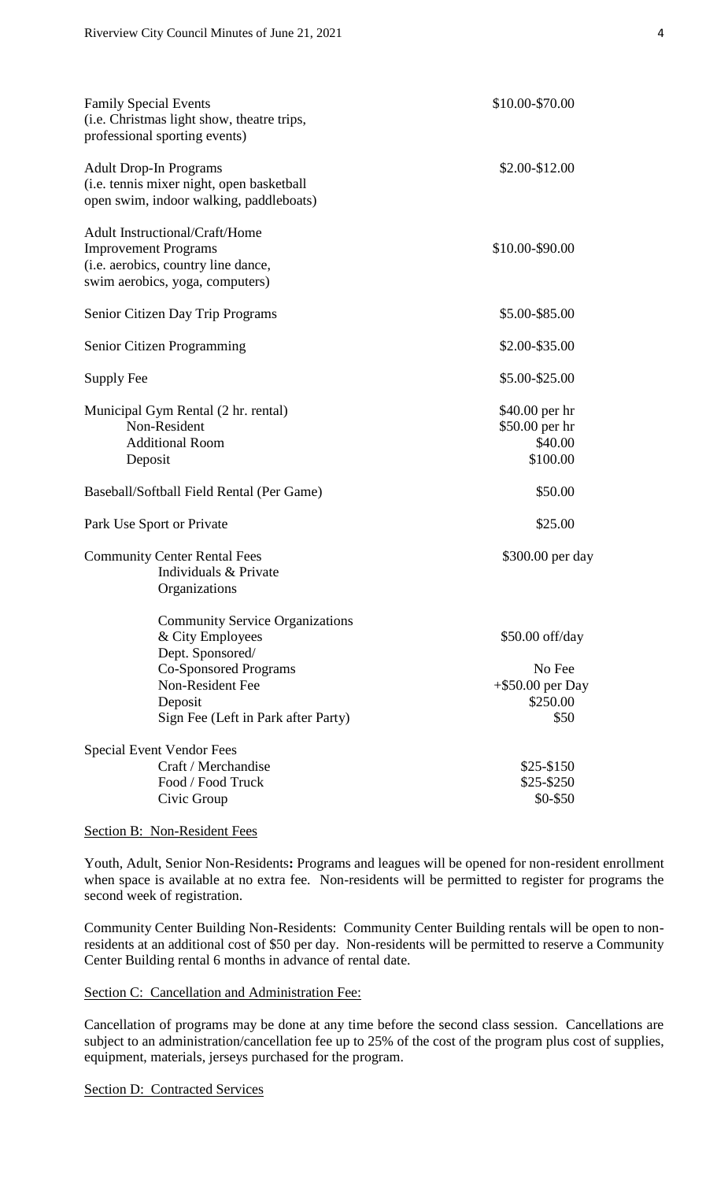| | |
|---|---|
| Family Special Events (i.e. Christmas light show, theatre trips, professional sporting events) | \$10.00-\$70.00 |
| Adult Drop-In Programs (i.e. tennis mixer night, open basketball open swim, indoor walking, paddleboats) | \$2.00-\$12.00 |
| Adult Instructional/Craft/Home Improvement Programs (i.e. aerobics, country line dance, swim aerobics, yoga, computers) | \$10.00-\$90.00 |
| Senior Citizen Day Trip Programs | \$5.00-\$85.00 |
| Senior Citizen Programming | \$2.00-\$35.00 |
| Supply Fee | \$5.00-\$25.00 |
| Municipal Gym Rental (2 hr. rental) | \$40.00 per hr |
| Non-Resident | \$50.00 per hr |
| Additional Room | \$40.00 |
| Deposit | \$100.00 |
| Baseball/Softball Field Rental (Per Game) | \$50.00 |
| Park Use Sport or Private | \$25.00 |
| Community Center Rental Fees Individuals & Private Organizations | \$300.00 per day |
| Community Service Organizations & City Employees | \$50.00 off/day |
| Dept. Sponsored/ Co-Sponsored Programs | No Fee |
| Non-Resident Fee | +\$50.00 per Day |
| Deposit | \$250.00 |
| Sign Fee (Left in Park after Party) | \$50 |
| Special Event Vendor Fees | |
| Craft / Merchandise | \$25-\$150 |
| Food / Food Truck | \$25-\$250 |
| Civic Group | \$0-\$50 |

Section B: Non-Resident Fees

Youth, Adult, Senior Non-Residents**:** Programs and leagues will be opened for non-resident enrollment when space is available at no extra fee. Non-residents will be permitted to register for programs the second week of registration.

Community Center Building Non-Residents: Community Center Building rentals will be open to non-residents at an additional cost of $50 per day. Non-residents will be permitted to reserve a Community Center Building rental 6 months in advance of rental date.

Section C: Cancellation and Administration Fee:

Cancellation of programs may be done at any time before the second class session. Cancellations are subject to an administration/cancellation fee up to 25% of the cost of the program plus cost of supplies, equipment, materials, jerseys purchased for the program.

Section D: Contracted Services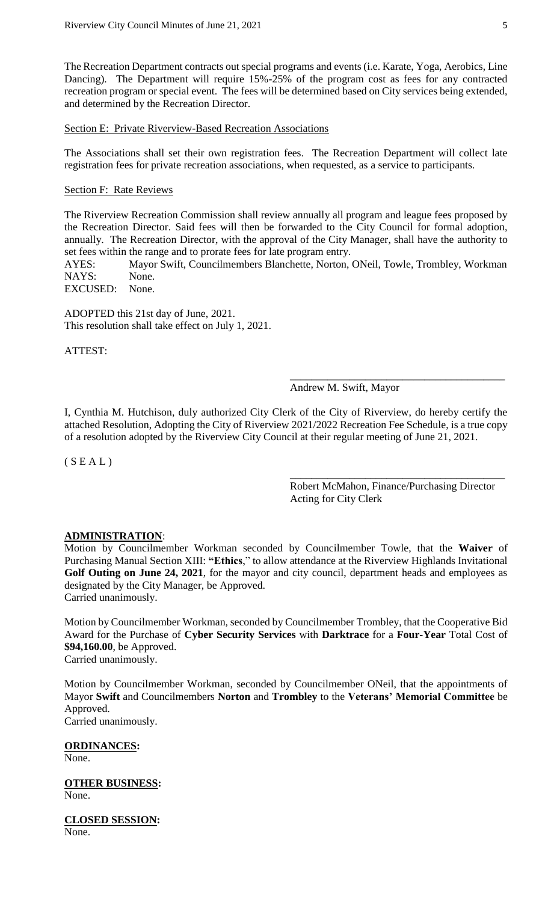The Recreation Department contracts out special programs and events (i.e. Karate, Yoga, Aerobics, Line Dancing). The Department will require 15%-25% of the program cost as fees for any contracted recreation program or special event. The fees will be determined based on City services being extended, and determined by the Recreation Director.

Section E: Private Riverview-Based Recreation Associations

The Associations shall set their own registration fees. The Recreation Department will collect late registration fees for private recreation associations, when requested, as a service to participants.

Section F: Rate Reviews

The Riverview Recreation Commission shall review annually all program and league fees proposed by the Recreation Director. Said fees will then be forwarded to the City Council for formal adoption, annually. The Recreation Director, with the approval of the City Manager, shall have the authority to set fees within the range and to prorate fees for late program entry.

AYES: Mayor Swift, Councilmembers Blanchette, Norton, ONeil, Towle, Trombley, Workman
NAYS: None.
EXCUSED: None.

ADOPTED this 21st day of June, 2021.
This resolution shall take effect on July 1, 2021.

ATTEST:

\_\_\_\_\_\_\_\_\_\_\_\_\_\_\_\_\_\_\_\_\_\_\_\_\_\_\_\_\_\_\_\_\_\_\_\_\_\_\_\_
Andrew M. Swift, Mayor

I, Cynthia M. Hutchison, duly authorized City Clerk of the City of Riverview, do hereby certify the attached Resolution, Adopting the City of Riverview 2021/2022 Recreation Fee Schedule, is a true copy of a resolution adopted by the Riverview City Council at their regular meeting of June 21, 2021.

( S E A L )

\_\_\_\_\_\_\_\_\_\_\_\_\_\_\_\_\_\_\_\_\_\_\_\_\_\_\_\_\_\_\_\_\_\_\_\_\_\_\_\_
Robert McMahon, Finance/Purchasing Director
Acting for City Clerk

**ADMINISTRATION**:

Motion by Councilmember Workman seconded by Councilmember Towle, that the **Waiver** of Purchasing Manual Section XIII: **"Ethics**," to allow attendance at the Riverview Highlands Invitational **Golf Outing on June 24, 2021**, for the mayor and city council, department heads and employees as designated by the City Manager, be Approved.
Carried unanimously.

Motion by Councilmember Workman, seconded by Councilmember Trombley, that the Cooperative Bid Award for the Purchase of **Cyber Security Services** with **Darktrace** for a **Four-Year** Total Cost of **$94,160.00**, be Approved.
Carried unanimously.

Motion by Councilmember Workman, seconded by Councilmember ONeil, that the appointments of Mayor **Swift** and Councilmembers **Norton** and **Trombley** to the **Veterans' Memorial Committee** be Approved.
Carried unanimously.

**ORDINANCES:**
None.

**OTHER BUSINESS:**
None.

**CLOSED SESSION:**
None.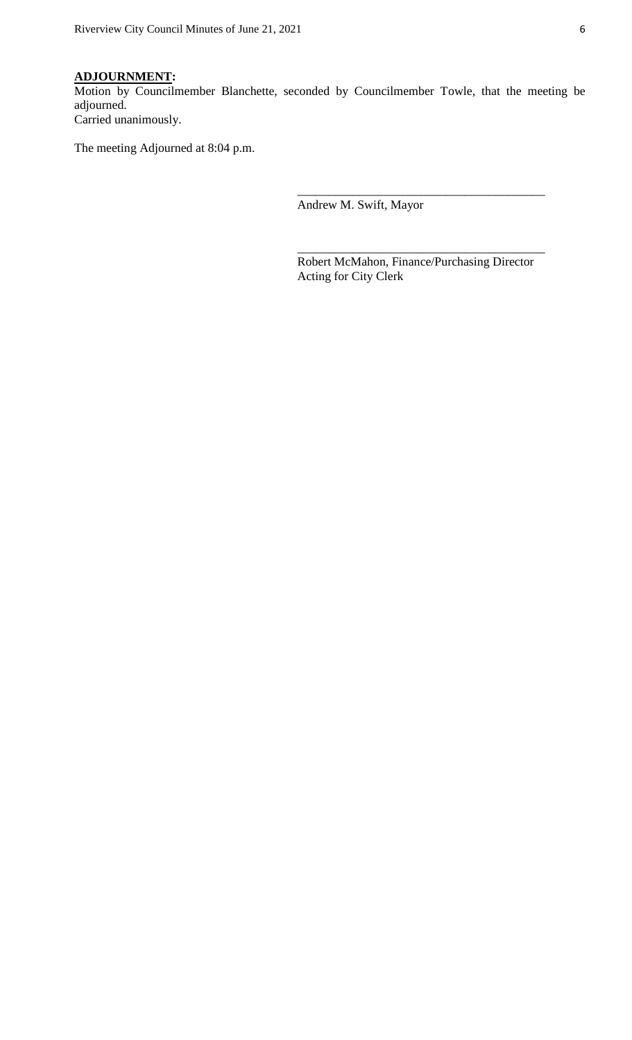**ADJOURNMENT:**

Motion by Councilmember Blanchette, seconded by Councilmember Towle, that the meeting be adjourned.
Carried unanimously.

The meeting Adjourned at 8:04 p.m.

\_\_\_\_\_\_\_\_\_\_\_\_\_\_\_\_\_\_\_\_\_\_\_\_\_\_\_\_\_\_\_\_\_\_\_\_\_\_\_\_

Andrew M. Swift, Mayor

\_\_\_\_\_\_\_\_\_\_\_\_\_\_\_\_\_\_\_\_\_\_\_\_\_\_\_\_\_\_\_\_\_\_\_\_\_\_\_\_

Robert McMahon, Finance/Purchasing Director
Acting for City Clerk